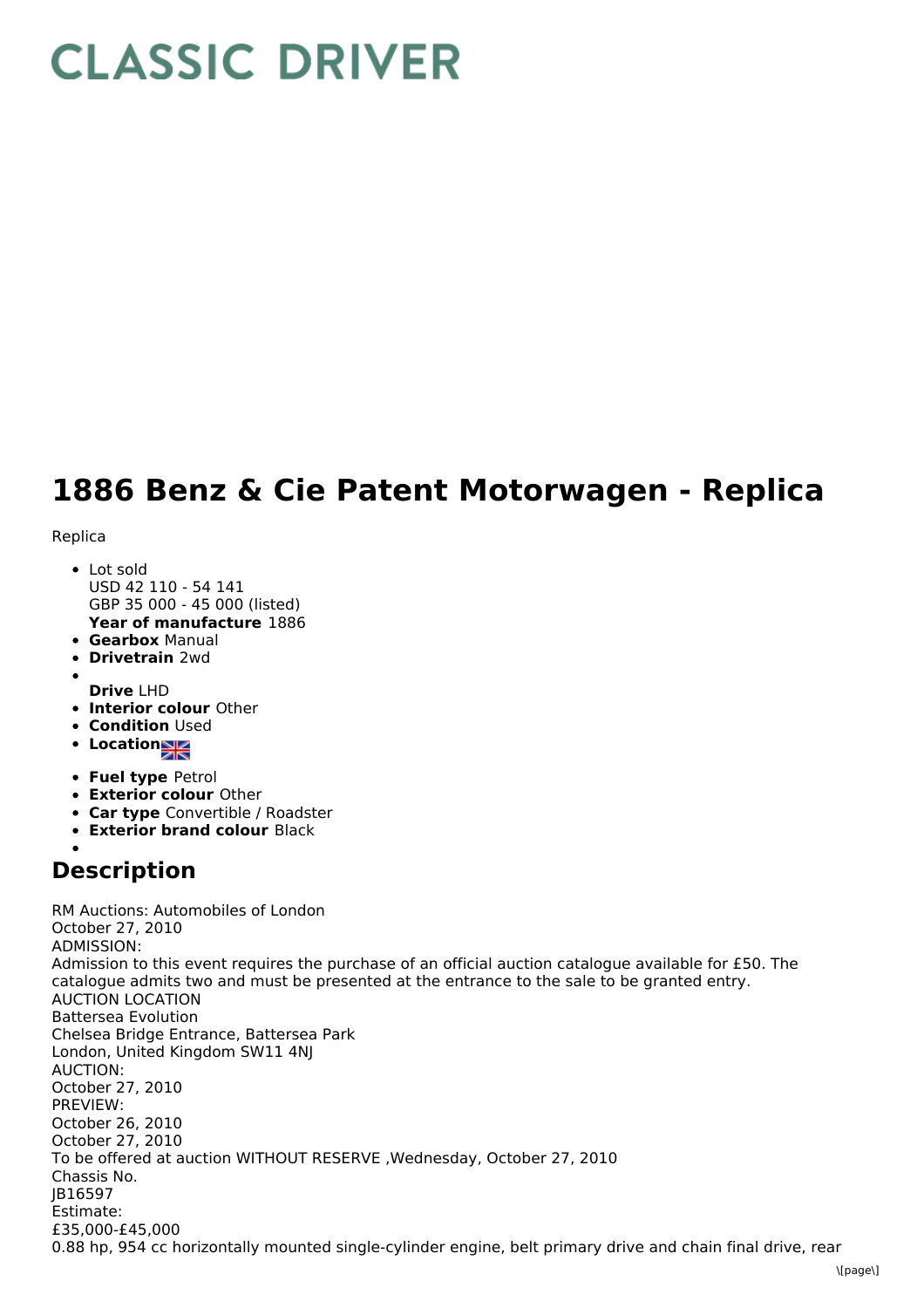# CLASSIC DRIVER

# 1886 Benz & Cie Patent Motorwagen - Replica

Replica

- Lot sold
  USD 42 110 - 54 141
  GBP 35 000 - 45 000 (listed)
  **Year of manufacture** 1886
- **Gearbox** Manual
- **Drivetrain** 2wd
- **Drive** LHD
- **Interior colour** Other
- **Condition** Used
- **Location**
- **Fuel type** Petrol
- **Exterior colour** Other
- **Car type** Convertible / Roadster
- **Exterior brand colour** Black

## Description

RM Auctions: Automobiles of London
October 27, 2010
ADMISSION:
Admission to this event requires the purchase of an official auction catalogue available for £50. The catalogue admits two and must be presented at the entrance to the sale to be granted entry.
AUCTION LOCATION
Battersea Evolution
Chelsea Bridge Entrance, Battersea Park
London, United Kingdom SW11 4NJ
AUCTION:
October 27, 2010
PREVIEW:
October 26, 2010
October 27, 2010
To be offered at auction WITHOUT RESERVE ,Wednesday, October 27, 2010
Chassis No.
JB16597
Estimate:
£35,000-£45,000
0.88 hp, 954 cc horizontally mounted single-cylinder engine, belt primary drive and chain final drive, rear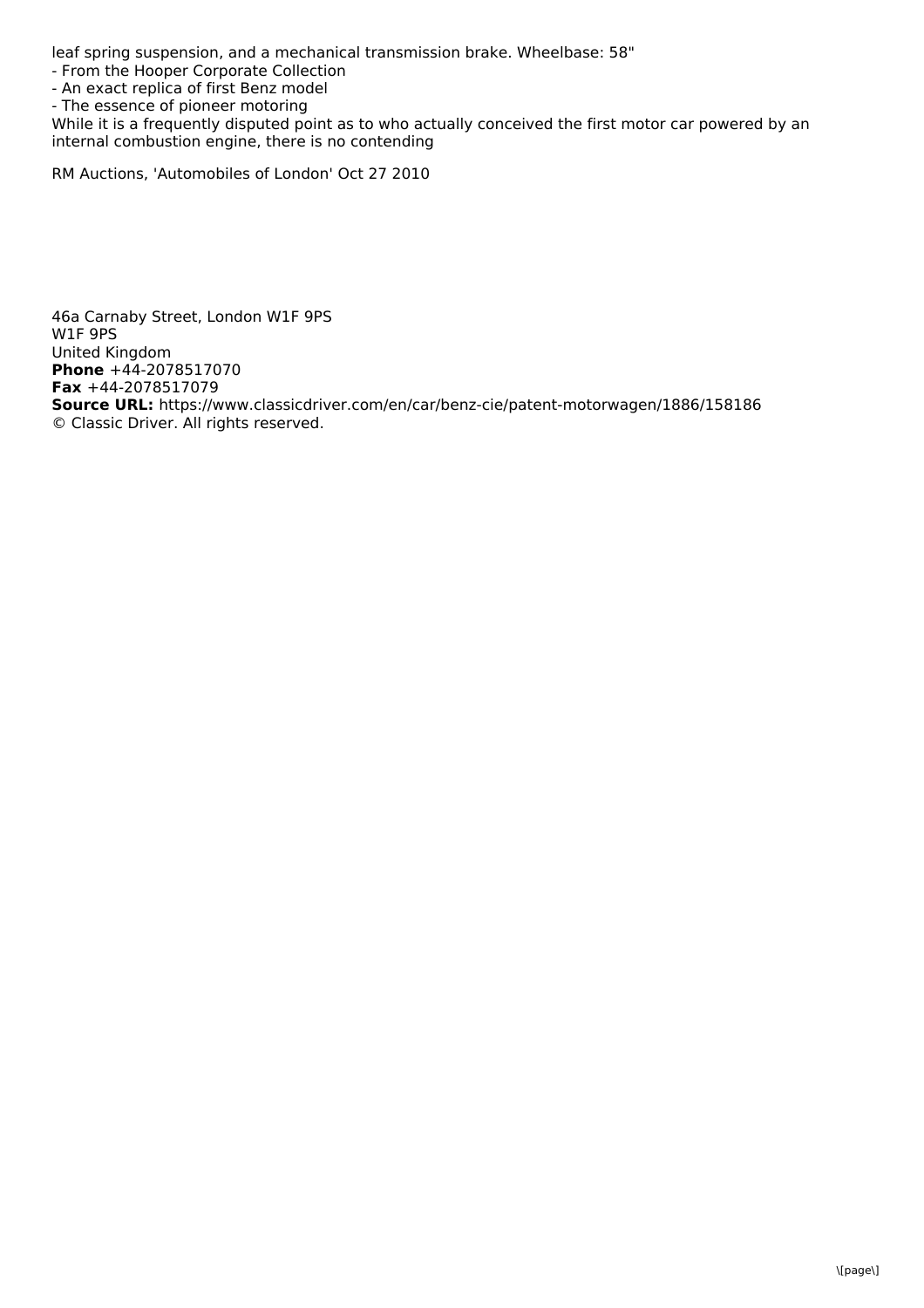leaf spring suspension, and a mechanical transmission brake. Wheelbase: 58"
- From the Hooper Corporate Collection
- An exact replica of first Benz model
- The essence of pioneer motoring

While it is a frequently disputed point as to who actually conceived the first motor car powered by an internal combustion engine, there is no contending

RM Auctions, 'Automobiles of London' Oct 27 2010

46a Carnaby Street, London W1F 9PS
W1F 9PS
United Kingdom
**Phone** +44-2078517070
**Fax** +44-2078517079
**Source URL:** https://www.classicdriver.com/en/car/benz-cie/patent-motorwagen/1886/158186
© Classic Driver. All rights reserved.